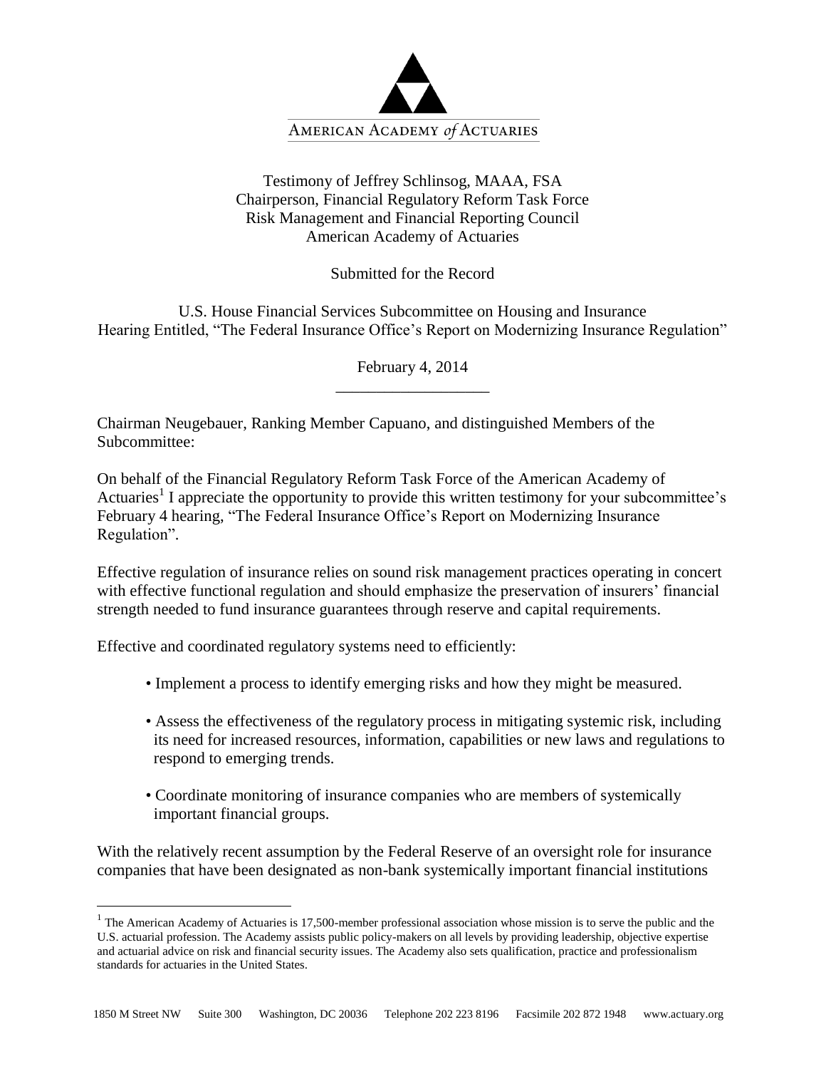AMERICAN ACADEMY *of* ACTUARIES

Testimony of Jeffrey Schlinsog, MAAA, FSA
Chairperson, Financial Regulatory Reform Task Force
Risk Management and Financial Reporting Council
American Academy of Actuaries

Submitted for the Record

U.S. House Financial Services Subcommittee on Housing and Insurance
Hearing Entitled, "The Federal Insurance Office's Report on Modernizing Insurance Regulation"

February 4, 2014

---

Chairman Neugebauer, Ranking Member Capuano, and distinguished Members of the Subcommittee:

On behalf of the Financial Regulatory Reform Task Force of the American Academy of Actuaries[1] I appreciate the opportunity to provide this written testimony for your subcommittee's February 4 hearing, "The Federal Insurance Office's Report on Modernizing Insurance Regulation".

Effective regulation of insurance relies on sound risk management practices operating in concert with effective functional regulation and should emphasize the preservation of insurers' financial strength needed to fund insurance guarantees through reserve and capital requirements.

Effective and coordinated regulatory systems need to efficiently:

- Implement a process to identify emerging risks and how they might be measured.
- Assess the effectiveness of the regulatory process in mitigating systemic risk, including its need for increased resources, information, capabilities or new laws and regulations to respond to emerging trends.
- Coordinate monitoring of insurance companies who are members of systemically important financial groups.

With the relatively recent assumption by the Federal Reserve of an oversight role for insurance companies that have been designated as non-bank systemically important financial institutions

[1] The American Academy of Actuaries is 17,500-member professional association whose mission is to serve the public and the U.S. actuarial profession. The Academy assists public policy-makers on all levels by providing leadership, objective expertise and actuarial advice on risk and financial security issues. The Academy also sets qualification, practice and professionalism standards for actuaries in the United States.

1850 M Street NW Suite 300 Washington, DC 20036 Telephone 202 223 8196 Facsimile 202 872 1948 www.actuary.org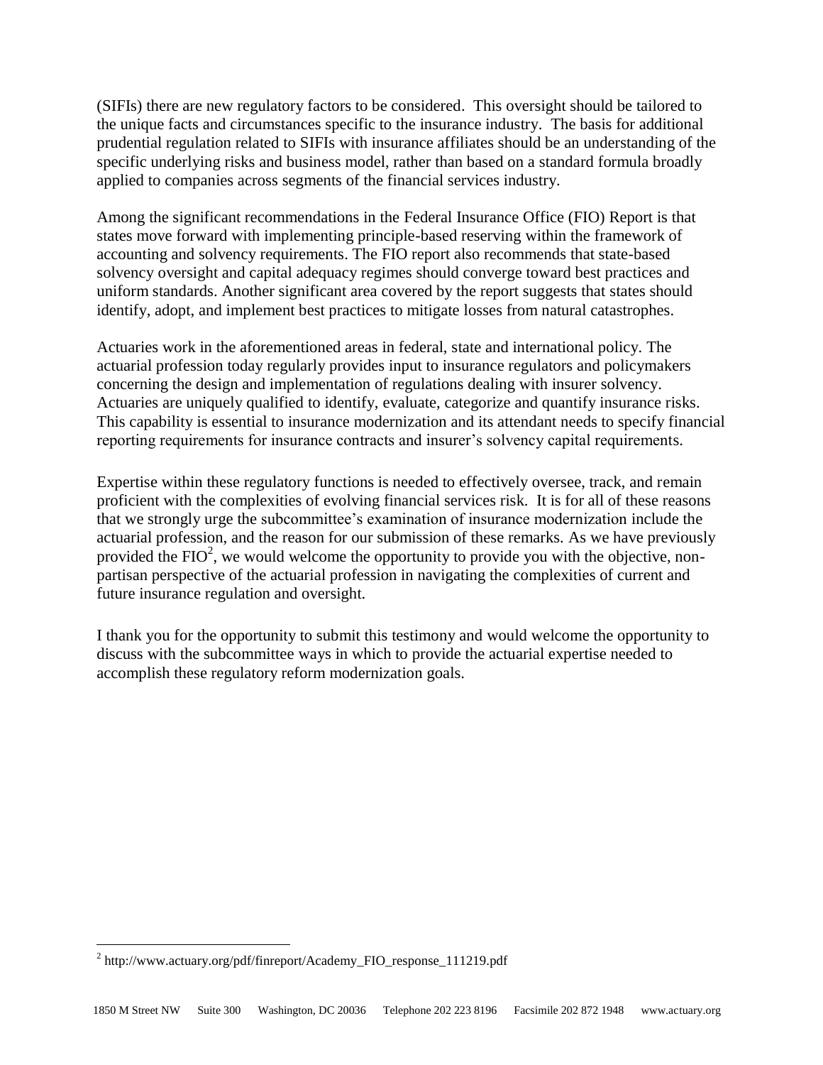(SIFIs) there are new regulatory factors to be considered. This oversight should be tailored to the unique facts and circumstances specific to the insurance industry. The basis for additional prudential regulation related to SIFIs with insurance affiliates should be an understanding of the specific underlying risks and business model, rather than based on a standard formula broadly applied to companies across segments of the financial services industry.

Among the significant recommendations in the Federal Insurance Office (FIO) Report is that states move forward with implementing principle-based reserving within the framework of accounting and solvency requirements. The FIO report also recommends that state-based solvency oversight and capital adequacy regimes should converge toward best practices and uniform standards. Another significant area covered by the report suggests that states should identify, adopt, and implement best practices to mitigate losses from natural catastrophes.

Actuaries work in the aforementioned areas in federal, state and international policy. The actuarial profession today regularly provides input to insurance regulators and policymakers concerning the design and implementation of regulations dealing with insurer solvency. Actuaries are uniquely qualified to identify, evaluate, categorize and quantify insurance risks. This capability is essential to insurance modernization and its attendant needs to specify financial reporting requirements for insurance contracts and insurer's solvency capital requirements.

Expertise within these regulatory functions is needed to effectively oversee, track, and remain proficient with the complexities of evolving financial services risk. It is for all of these reasons that we strongly urge the subcommittee's examination of insurance modernization include the actuarial profession, and the reason for our submission of these remarks. As we have previously provided the FIO[2], we would welcome the opportunity to provide you with the objective, non-partisan perspective of the actuarial profession in navigating the complexities of current and future insurance regulation and oversight.

I thank you for the opportunity to submit this testimony and would welcome the opportunity to discuss with the subcommittee ways in which to provide the actuarial expertise needed to accomplish these regulatory reform modernization goals.

---

[2] http://www.actuary.org/pdf/finreport/Academy_FIO_response_111219.pdf

1850 M Street NW Suite 300 Washington, DC 20036 Telephone 202 223 8196 Facsimile 202 872 1948 www.actuary.org